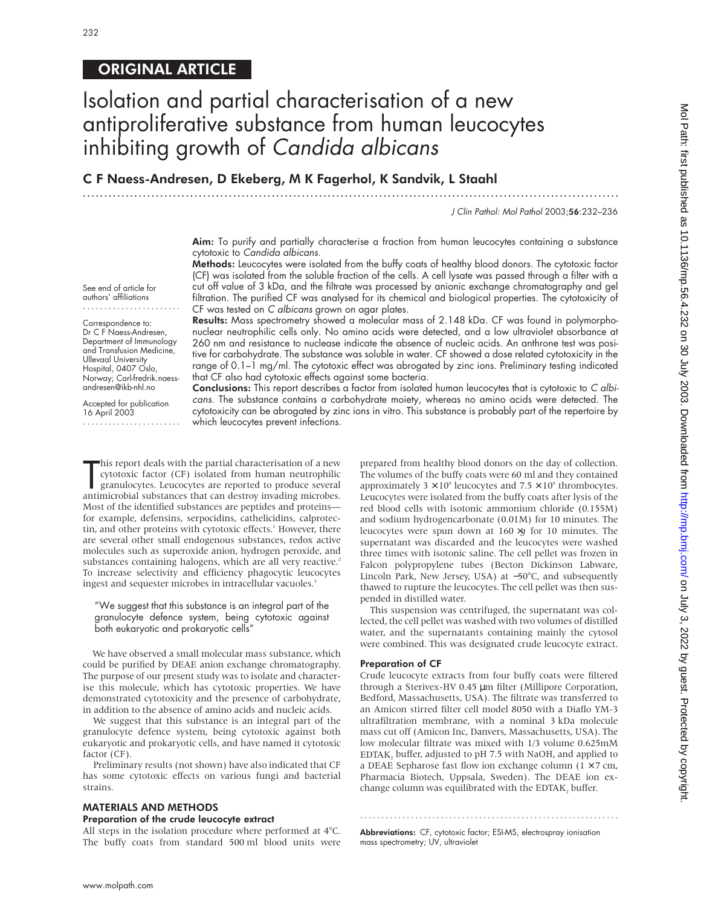ORIGINAL ARTICLE

# Isolation and partial characterisation of a new antiproliferative substance from human leucocytes inhibiting growth of *Candida albicans*

**C F Naess-Andresen, D Ekeberg, M K Fagerhol, K Sandvik, L Staahl**

See end of article for authors' affiliations

Correspondence to: Dr C F Naess-Andresen, Department of Immunology and Transfusion Medicine, Ullevaal University Hospital, 0407 Oslo, Norway; Carl-fredrik.naess-andresen@ikb-nhl.no

Accepted for publication 16 April 2003

**Aim:** To purify and partially characterise a fraction from human leucocytes containing a substance cytotoxic to *Candida albicans*.

**Methods:** Leucocytes were isolated from the buffy coats of healthy blood donors. The cytotoxic factor (CF) was isolated from the soluble fraction of the cells. A cell lysate was passed through a filter with a cut off value of 3 kDa, and the filtrate was processed by anionic exchange chromatography and gel filtration. The purified CF was analysed for its chemical and biological properties. The cytotoxicity of CF was tested on *C albicans* grown on agar plates.

**Results:** Mass spectrometry showed a molecular mass of 2.148 kDa. CF was found in polymorphonuclear neutrophilic cells only. No amino acids were detected, and a low ultraviolet absorbance at 260 nm and resistance to nuclease indicate the absence of nucleic acids. An anthrone test was positive for carbohydrate. The substance was soluble in water. CF showed a dose related cytotoxicity in the range of 0.1–1 mg/ml. The cytotoxic effect was abrogated by zinc ions. Preliminary testing indicated that CF also had cytotoxic effects against some bacteria.

**Conclusions:** This report describes a factor from isolated human leucocytes that is cytotoxic to *C albicans*. The substance contains a carbohydrate moiety, whereas no amino acids were detected. The cytotoxicity can be abrogated by zinc ions in vitro. This substance is probably part of the repertoire by which leucocytes prevent infections.

This report deals with the partial characterisation of a new cytotoxic factor (CF) isolated from human neutrophilic granulocytes. Leucocytes are reported to produce several antimicrobial substances that can destroy invading microbes. Most of the identified substances are peptides and proteins—for example, defensins, serpocidins, cathelicidins, calprotectin, and other proteins with cytotoxic effects.[1] However, there are several other small endogenous substances, redox active molecules such as superoxide anion, hydrogen peroxide, and substances containing halogens, which are all very reactive.[2] To increase selectivity and efficiency phagocytic leucocytes ingest and sequester microbes in intracellular vacuoles.[3]

> "We suggest that this substance is an integral part of the granulocyte defence system, being cytotoxic against both eukaryotic and prokaryotic cells"

We have observed a small molecular mass substance, which could be purified by DEAE anion exchange chromatography. The purpose of our present study was to isolate and characterise this molecule, which has cytotoxic properties. We have demonstrated cytotoxicity and the presence of carbohydrate, in addition to the absence of amino acids and nucleic acids.

We suggest that this substance is an integral part of the granulocyte defence system, being cytotoxic against both eukaryotic and prokaryotic cells, and have named it cytotoxic factor (CF).

Preliminary results (not shown) have also indicated that CF has some cytotoxic effects on various fungi and bacterial strains.

## MATERIALS AND METHODS

### Preparation of the crude leucocyte extract

All steps in the isolation procedure where performed at 4°C. The buffy coats from standard 500 ml blood units were prepared from healthy blood donors on the day of collection. The volumes of the buffy coats were 60 ml and they contained approximately $3 \times 10^9$ leucocytes and $7.5 \times 10^9$ thrombocytes. Leucocytes were isolated from the buffy coats after lysis of the red blood cells with isotonic ammonium chloride (0.155M) and sodium hydrogencarbonate (0.01M) for 10 minutes. The leucocytes were spun down at $160 \times g$ for 10 minutes. The supernatant was discarded and the leucocytes were washed three times with isotonic saline. The cell pellet was frozen in Falcon polypropylene tubes (Becton Dickinson Labware, Lincoln Park, New Jersey, USA) at −50°C, and subsequently thawed to rupture the leucocytes. The cell pellet was then suspended in distilled water.

This suspension was centrifuged, the supernatant was collected, the cell pellet was washed with two volumes of distilled water, and the supernatants containing mainly the cytosol were combined. This was designated crude leucocyte extract.

### Preparation of CF

Crude leucocyte extracts from four buffy coats were filtered through a Sterivex-HV 0.45 μm filter (Millipore Corporation, Bedford, Massachusetts, USA). The filtrate was transferred to an Amicon stirred filter cell model 8050 with a Diaflo YM-3 ultrafiltration membrane, with a nominal 3 kDa molecule mass cut off (Amicon Inc, Danvers, Massachusetts, USA). The low molecular filtrate was mixed with 1/3 volume 0.625mM $EDTAK_2$ buffer, adjusted to pH 7.5 with NaOH, and applied to a DEAE Sepharose fast flow ion exchange column (1 × 7 cm, Pharmacia Biotech, Uppsala, Sweden). The DEAE ion exchange column was equilibrated with the $EDTAK_2$ buffer.

**Abbreviations:** CF, cytotoxic factor; ESI-MS, electrospray ionisation mass spectrometry; UV, ultraviolet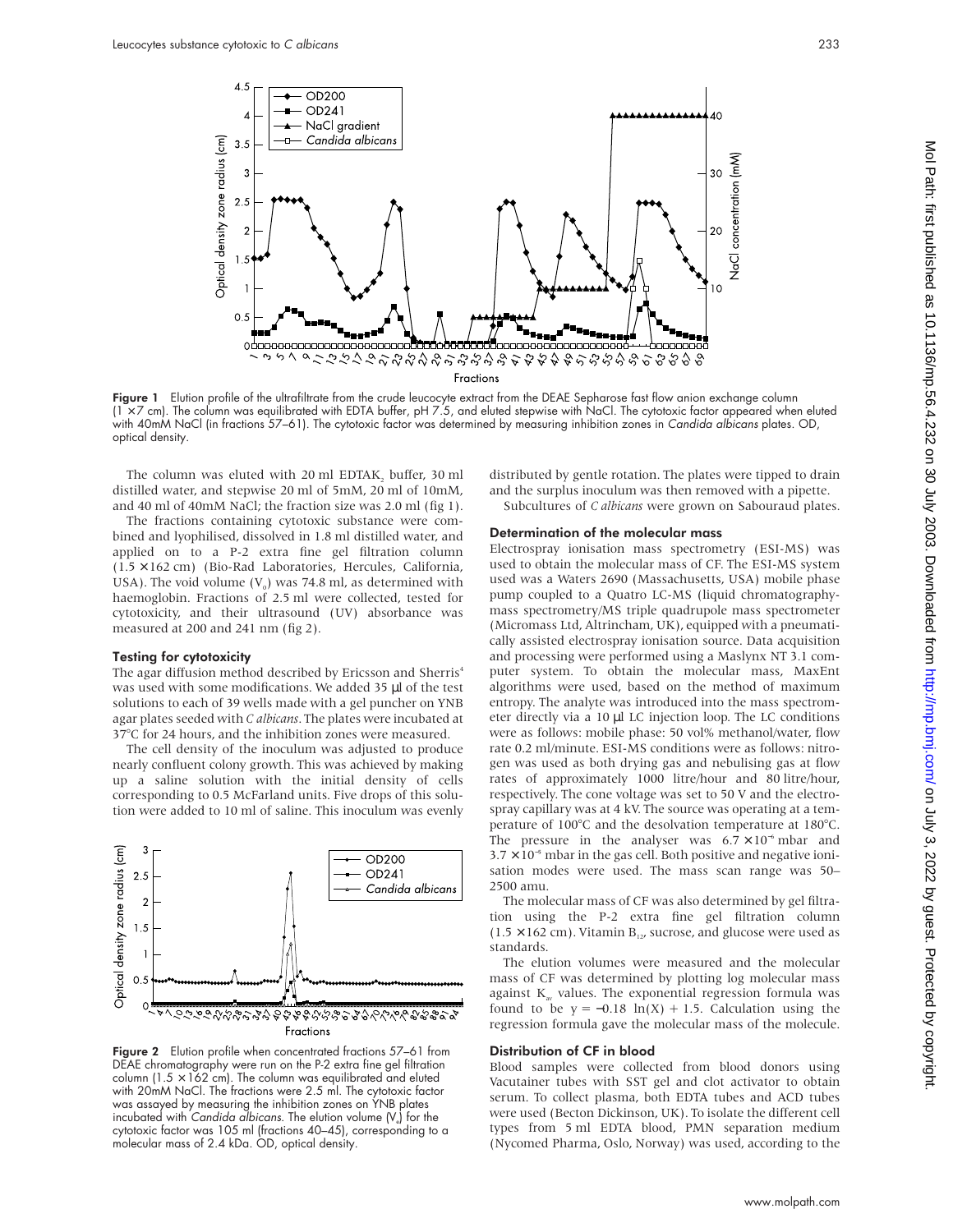Figure 1 Elution profile of the ultrafiltrate from the crude leucocyte extract from the DEAE Sepharose fast flow anion exchange column (1 × 7 cm). The column was equilibrated with EDTA buffer, pH 7.5, and eluted stepwise with NaCl. The cytotoxic factor appeared when eluted with 40mM NaCl (in fractions 57–61). The cytotoxic factor was determined by measuring inhibition zones in *Candida albicans* plates. OD, optical density.

The column was eluted with 20 ml EDTAK$_2$ buffer, 30 ml distilled water, and stepwise 20 ml of 5mM, 20 ml of 10mM, and 40 ml of 40mM NaCl; the fraction size was 2.0 ml (fig 1).

The fractions containing cytotoxic substance were combined and lyophilised, dissolved in 1.8 ml distilled water, and applied on to a P-2 extra fine gel filtration column (1.5 × 162 cm) (Bio-Rad Laboratories, Hercules, California, USA). The void volume ($V_0$) was 74.8 ml, as determined with haemoglobin. Fractions of 2.5 ml were collected, tested for cytotoxicity, and their ultrasound (UV) absorbance was measured at 200 and 241 nm (fig 2).

### Testing for cytotoxicity

The agar diffusion method described by Ericsson and Sherris[4] was used with some modifications. We added 35 µl of the test solutions to each of 39 wells made with a gel puncher on YNB agar plates seeded with *C albicans*. The plates were incubated at 37°C for 24 hours, and the inhibition zones were measured.

The cell density of the inoculum was adjusted to produce nearly confluent colony growth. This was achieved by making up a saline solution with the initial density of cells corresponding to 0.5 McFarland units. Five drops of this solution were added to 10 ml of saline. This inoculum was evenly distributed by gentle rotation. The plates were tipped to drain and the surplus inoculum was then removed with a pipette.

Subcultures of *C albicans* were grown on Sabouraud plates.

Figure 2 Elution profile when concentrated fractions 57–61 from DEAE chromatography were run on the P-2 extra fine gel filtration column (1.5 × 162 cm). The column was equilibrated and eluted with 20mM NaCl. The fractions were 2.5 ml. The cytotoxic factor was assayed by measuring the inhibition zones on YNB plates incubated with *Candida albicans*. The elution volume ($V_e$) for the cytotoxic factor was 105 ml (fractions 40–45), corresponding to a molecular mass of 2.4 kDa. OD, optical density.

### Determination of the molecular mass

Electrospray ionisation mass spectrometry (ESI-MS) was used to obtain the molecular mass of CF. The ESI-MS system used was a Waters 2690 (Massachusetts, USA) mobile phase pump coupled to a Quatro LC-MS (liquid chromatography-mass spectrometry/MS triple quadrupole mass spectrometer (Micromass Ltd, Altrincham, UK), equipped with a pneumatically assisted electrospray ionisation source. Data acquisition and processing were performed using a Maslynx NT 3.1 computer system. To obtain the molecular mass, MaxEnt algorithms were used, based on the method of maximum entropy. The analyte was introduced into the mass spectrometer directly via a 10 µl LC injection loop. The LC conditions were as follows: mobile phase: 50 vol% methanol/water, flow rate 0.2 ml/minute. ESI-MS conditions were as follows: nitrogen was used as both drying gas and nebulising gas at flow rates of approximately 1000 litre/hour and 80 litre/hour, respectively. The cone voltage was set to 50 V and the electrospray capillary was at 4 kV. The source was operating at a temperature of 100°C and the desolvation temperature at 180°C. The pressure in the analyser was $6.7 \times 10^{-6}$ mbar and $3.7 \times 10^{-3}$ mbar in the gas cell. Both positive and negative ionisation modes were used. The mass scan range was 50–2500 amu.

The molecular mass of CF was also determined by gel filtration using the P-2 extra fine gel filtration column (1.5 × 162 cm). Vitamin $B_{12}$, sucrose, and glucose were used as standards.

The elution volumes were measured and the molecular mass of CF was determined by plotting log molecular mass against $K_{av}$ values. The exponential regression formula was found to be $y = -0.18 \ln(X) + 1.5$. Calculation using the regression formula gave the molecular mass of the molecule.

### Distribution of CF in blood

Blood samples were collected from blood donors using Vacutainer tubes with SST gel and clot activator to obtain serum. To collect plasma, both EDTA tubes and ACD tubes were used (Becton Dickinson, UK). To isolate the different cell types from 5 ml EDTA blood, PMN separation medium (Nycomed Pharma, Oslo, Norway) was used, according to the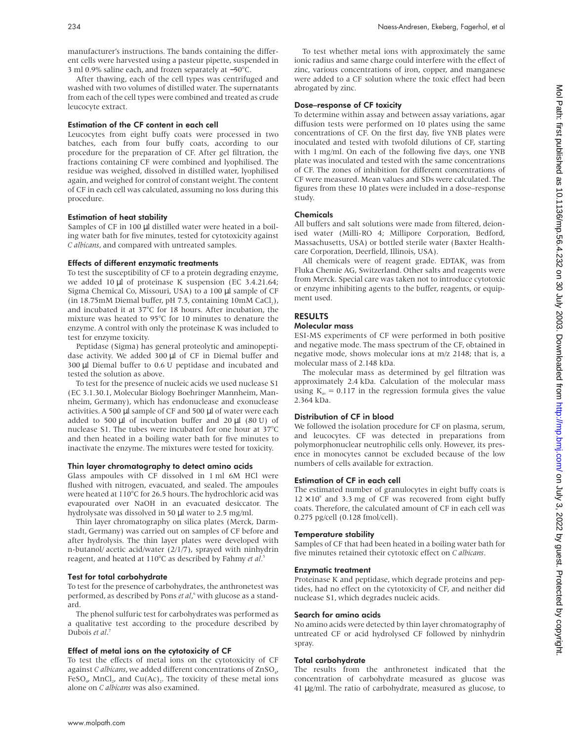manufacturer's instructions. The bands containing the different cells were harvested using a pasteur pipette, suspended in 3 ml 0.9% saline each, and frozen separately at −50°C.

After thawing, each of the cell types was centrifuged and washed with two volumes of distilled water. The supernatants from each of the cell types were combined and treated as crude leucocyte extract.

### Estimation of the CF content in each cell

Leucocytes from eight buffy coats were processed in two batches, each from four buffy coats, according to our procedure for the preparation of CF. After gel filtration, the fractions containing CF were combined and lyophilised. The residue was weighed, dissolved in distilled water, lyophilised again, and weighed for control of constant weight. The content of CF in each cell was calculated, assuming no loss during this procedure.

### Estimation of heat stability

Samples of CF in 100 µl distilled water were heated in a boiling water bath for five minutes, tested for cytotoxicity against *C albicans*, and compared with untreated samples.

### Effects of different enzymatic treatments

To test the susceptibility of CF to a protein degrading enzyme, we added 10 µl of proteinase K suspension (EC 3.4.21.64; Sigma Chemical Co, Missouri, USA) to a 100 µl sample of CF (in 18.75mM Diemal buffer, pH 7.5, containing 10mM $CaCl_2$), and incubated it at 37°C for 18 hours. After incubation, the mixture was heated to 95°C for 10 minutes to denature the enzyme. A control with only the proteinase K was included to test for enzyme toxicity.

Peptidase (Sigma) has general proteolytic and aminopeptidase activity. We added 300 µl of CF in Diemal buffer and 300 µl Diemal buffer to 0.6 U peptidase and incubated and tested the solution as above.

To test for the presence of nucleic acids we used nuclease S1 (EC 3.1.30.1, Molecular Biology Boehringer Mannheim, Mannheim, Germany), which has endonuclease and exonuclease activities. A 500 µl sample of CF and 500 µl of water were each added to 500 µl of incubation buffer and 20 µl (80 U) of nuclease S1. The tubes were incubated for one hour at 37°C and then heated in a boiling water bath for five minutes to inactivate the enzyme. The mixtures were tested for toxicity.

### Thin layer chromatography to detect amino acids

Glass ampoules with CF dissolved in 1 ml 6M HCl were flushed with nitrogen, evacuated, and sealed. The ampoules were heated at 110°C for 26.5 hours. The hydrochloric acid was evapourated over NaOH in an evacuated desiccator. The hydrolysate was dissolved in 50 µl water to 2.5 mg/ml.

Thin layer chromatography on silica plates (Merck, Darmstadt, Germany) was carried out on samples of CF before and after hydrolysis. The thin layer plates were developed with n-butanol/ acetic acid/water (2/1/7), sprayed with ninhydrin reagent, and heated at 110°C as described by Fahmy *et al*.[5]

### Test for total carbohydrate

To test for the presence of carbohydrates, the anthronetest was performed, as described by Pons *et al*,[6] with glucose as a standard.

The phenol sulfuric test for carbohydrates was performed as a qualitative test according to the procedure described by Dubois *et al*.[7]

### Effect of metal ions on the cytotoxicity of CF

To test the effects of metal ions on the cytotoxicity of CF against *C albicans*, we added different concentrations of $ZnSO_4$, $FeSO_4$, $MnCl_2$, and $Cu(Ac)_2$. The toxicity of these metal ions alone on *C albicans* was also examined.

To test whether metal ions with approximately the same ionic radius and same charge could interfere with the effect of zinc, various concentrations of iron, copper, and manganese were added to a CF solution where the toxic effect had been abrogated by zinc.

### Dose–response of CF toxicity

To determine within assay and between assay variations, agar diffusion tests were performed on 10 plates using the same concentrations of CF. On the first day, five YNB plates were inoculated and tested with twofold dilutions of CF, starting with 1 mg/ml. On each of the following five days, one YNB plate was inoculated and tested with the same concentrations of CF. The zones of inhibition for different concentrations of CF were measured. Mean values and SDs were calculated. The figures from these 10 plates were included in a dose–response study.

### Chemicals

All buffers and salt solutions were made from filtered, deionised water (Milli-RO 4; Millipore Corporation, Bedford, Massachusetts, USA) or bottled sterile water (Baxter Healthcare Corporation, Deerfield, Illinois, USA).

All chemicals were of reagent grade. $EDTAK_2$ was from Fluka Chemie AG, Switzerland. Other salts and reagents were from Merck. Special care was taken not to introduce cytotoxic or enzyme inhibiting agents to the buffer, reagents, or equipment used.

## RESULTS

### Molecular mass

ESI-MS experiments of CF were performed in both positive and negative mode. The mass spectrum of the CF, obtained in negative mode, shows molecular ions at m/z 2148; that is, a molecular mass of 2.148 kDa.

The molecular mass as determined by gel filtration was approximately 2.4 kDa. Calculation of the molecular mass using $K_{av} = 0.117$ in the regression formula gives the value 2.364 kDa.

### Distribution of CF in blood

We followed the isolation procedure for CF on plasma, serum, and leucocytes. CF was detected in preparations from polymorphonuclear neutrophilic cells only. However, its presence in monocytes cannot be excluded because of the low numbers of cells available for extraction.

### Estimation of CF in each cell

The estimated number of granulocytes in eight buffy coats is $12 \times 10^9$ and 3.3 mg of CF was recovered from eight buffy coats. Therefore, the calculated amount of CF in each cell was 0.275 pg/cell (0.128 fmol/cell).

### Temperature stability

Samples of CF that had been heated in a boiling water bath for five minutes retained their cytotoxic effect on *C albicans*.

### Enzymatic treatment

Proteinase K and peptidase, which degrade proteins and peptides, had no effect on the cytotoxicity of CF, and neither did nuclease S1, which degrades nucleic acids.

### Search for amino acids

No amino acids were detected by thin layer chromatography of untreated CF or acid hydrolysed CF followed by ninhydrin spray.

### Total carbohydrate

The results from the anthronetest indicated that the concentration of carbohydrate measured as glucose was 41 µg/ml. The ratio of carbohydrate, measured as glucose, to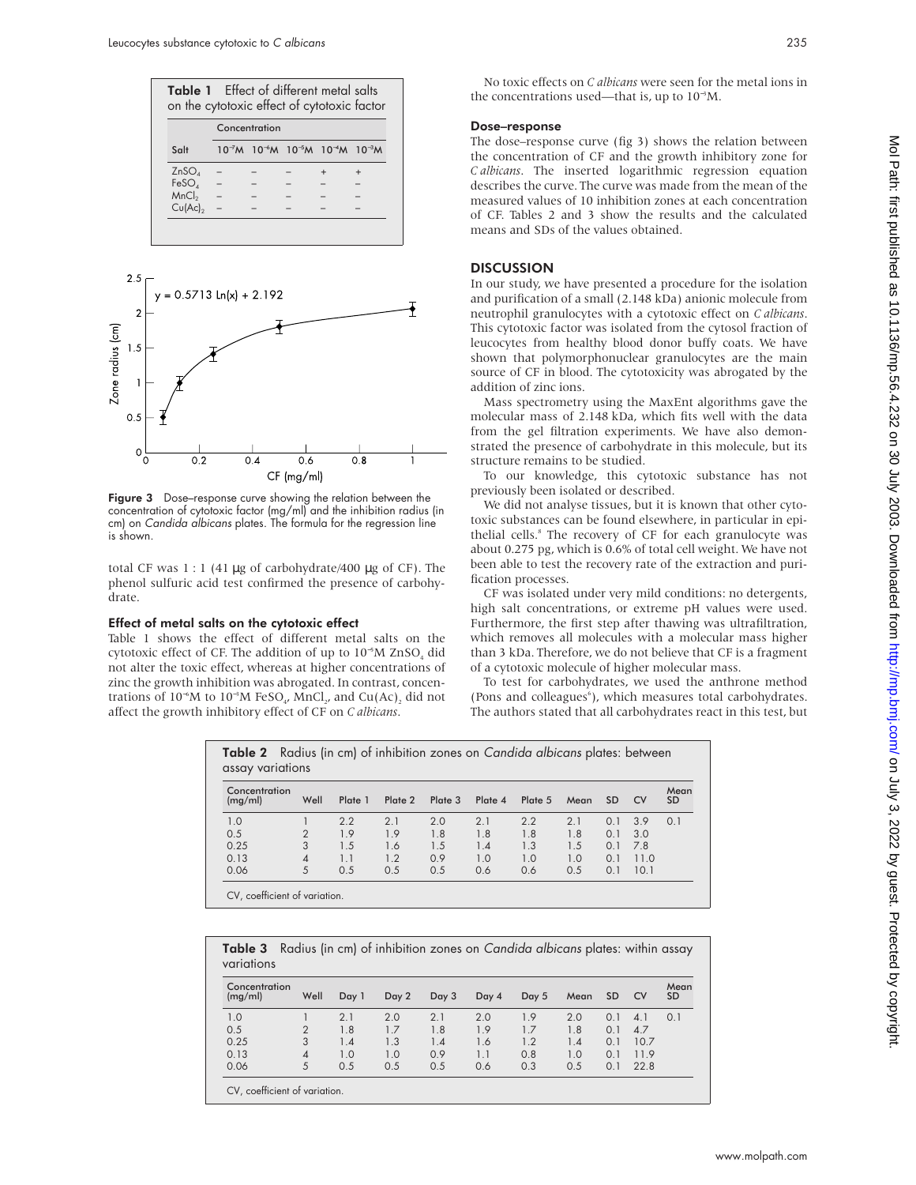**Table 1** Effect of different metal salts on the cytotoxic effect of cytotoxic factor

| Salt | Concentration | | | | |
|---|---|---|---|---|---|
| | $10^{-7}$M | $10^{-6}$M | $10^{-5}$M | $10^{-4}$M | $10^{-3}$M |
| $ZnSO_4$ | – | – | – | + | + |
| $FeSO_4$ | – | – | – | – | – |
| $MnCl_2$ | – | – | – | – | – |
| $Cu(Ac)_2$ | – | – | – | – | – |

**Figure 3** Dose–response curve showing the relation between the concentration of cytotoxic factor (mg/ml) and the inhibition radius (in cm) on *Candida albicans* plates. The formula for the regression line is shown.

total CF was 1 : 1 (41 µg of carbohydrate/400 µg of CF). The phenol sulfuric acid test confirmed the presence of carbohydrate.

### Effect of metal salts on the cytotoxic effect

Table 1 shows the effect of different metal salts on the cytotoxic effect of CF. The addition of up to $10^{-5}$M $ZnSO_4$ did not alter the toxic effect, whereas at higher concentrations of zinc the growth inhibition was abrogated. In contrast, concentrations of $10^{-6}$M to $10^{-3}$M $FeSO_4$, $MnCl_2$, and $Cu(Ac)_2$ did not affect the growth inhibitory effect of CF on *C albicans*.

No toxic effects on *C albicans* were seen for the metal ions in the concentrations used—that is, up to $10^{-3}$M.

### Dose–response

The dose–response curve (fig 3) shows the relation between the concentration of CF and the growth inhibitory zone for *C albicans*. The inserted logarithmic regression equation describes the curve. The curve was made from the mean of the measured values of 10 inhibition zones at each concentration of CF. Tables 2 and 3 show the results and the calculated means and SDs of the values obtained.

## DISCUSSION

In our study, we have presented a procedure for the isolation and purification of a small (2.148 kDa) anionic molecule from neutrophil granulocytes with a cytotoxic effect on *C albicans*. This cytotoxic factor was isolated from the cytosol fraction of leucocytes from healthy blood donor buffy coats. We have shown that polymorphonuclear granulocytes are the main source of CF in blood. The cytotoxicity was abrogated by the addition of zinc ions.

Mass spectrometry using the MaxEnt algorithms gave the molecular mass of 2.148 kDa, which fits well with the data from the gel filtration experiments. We have also demonstrated the presence of carbohydrate in this molecule, but its structure remains to be studied.

To our knowledge, this cytotoxic substance has not previously been isolated or described.

We did not analyse tissues, but it is known that other cytotoxic substances can be found elsewhere, in particular in epithelial cells.[8] The recovery of CF for each granulocyte was about 0.275 pg, which is 0.6% of total cell weight. We have not been able to test the recovery rate of the extraction and purification processes.

CF was isolated under very mild conditions: no detergents, high salt concentrations, or extreme pH values were used. Furthermore, the first step after thawing was ultrafiltration, which removes all molecules with a molecular mass higher than 3 kDa. Therefore, we do not believe that CF is a fragment of a cytotoxic molecule of higher molecular mass.

To test for carbohydrates, we used the anthrone method (Pons and colleagues[6]), which measures total carbohydrates. The authors stated that all carbohydrates react in this test, but

**Table 2** Radius (in cm) of inhibition zones on *Candida albicans* plates: between assay variations

| Concentration (mg/ml) | Well | Plate 1 | Plate 2 | Plate 3 | Plate 4 | Plate 5 | Mean | SD | CV | Mean SD |
|---|---|---|---|---|---|---|---|---|---|---|
| 1.0 | 1 | 2.2 | 2.1 | 2.0 | 2.1 | 2.2 | 2.1 | 0.1 | 3.9 | 0.1 |
| 0.5 | 2 | 1.9 | 1.9 | 1.8 | 1.8 | 1.8 | 1.8 | 0.1 | 3.0 | |
| 0.25 | 3 | 1.5 | 1.6 | 1.5 | 1.4 | 1.3 | 1.5 | 0.1 | 7.8 | |
| 0.13 | 4 | 1.1 | 1.2 | 0.9 | 1.0 | 1.0 | 1.0 | 0.1 | 11.0 | |
| 0.06 | 5 | 0.5 | 0.5 | 0.5 | 0.6 | 0.6 | 0.5 | 0.1 | 10.1 | |

CV, coefficient of variation.

**Table 3** Radius (in cm) of inhibition zones on *Candida albicans* plates: within assay variations

| Concentration (mg/ml) | Well | Day 1 | Day 2 | Day 3 | Day 4 | Day 5 | Mean | SD | CV | Mean SD |
|---|---|---|---|---|---|---|---|---|---|---|
| 1.0 | 1 | 2.1 | 2.0 | 2.1 | 2.0 | 1.9 | 2.0 | 0.1 | 4.1 | 0.1 |
| 0.5 | 2 | 1.8 | 1.7 | 1.8 | 1.9 | 1.7 | 1.8 | 0.1 | 4.7 | |
| 0.25 | 3 | 1.4 | 1.3 | 1.4 | 1.6 | 1.2 | 1.4 | 0.1 | 10.7 | |
| 0.13 | 4 | 1.0 | 1.0 | 0.9 | 1.1 | 0.8 | 1.0 | 0.1 | 11.9 | |
| 0.06 | 5 | 0.5 | 0.5 | 0.5 | 0.6 | 0.3 | 0.5 | 0.1 | 22.8 | |

CV, coefficient of variation.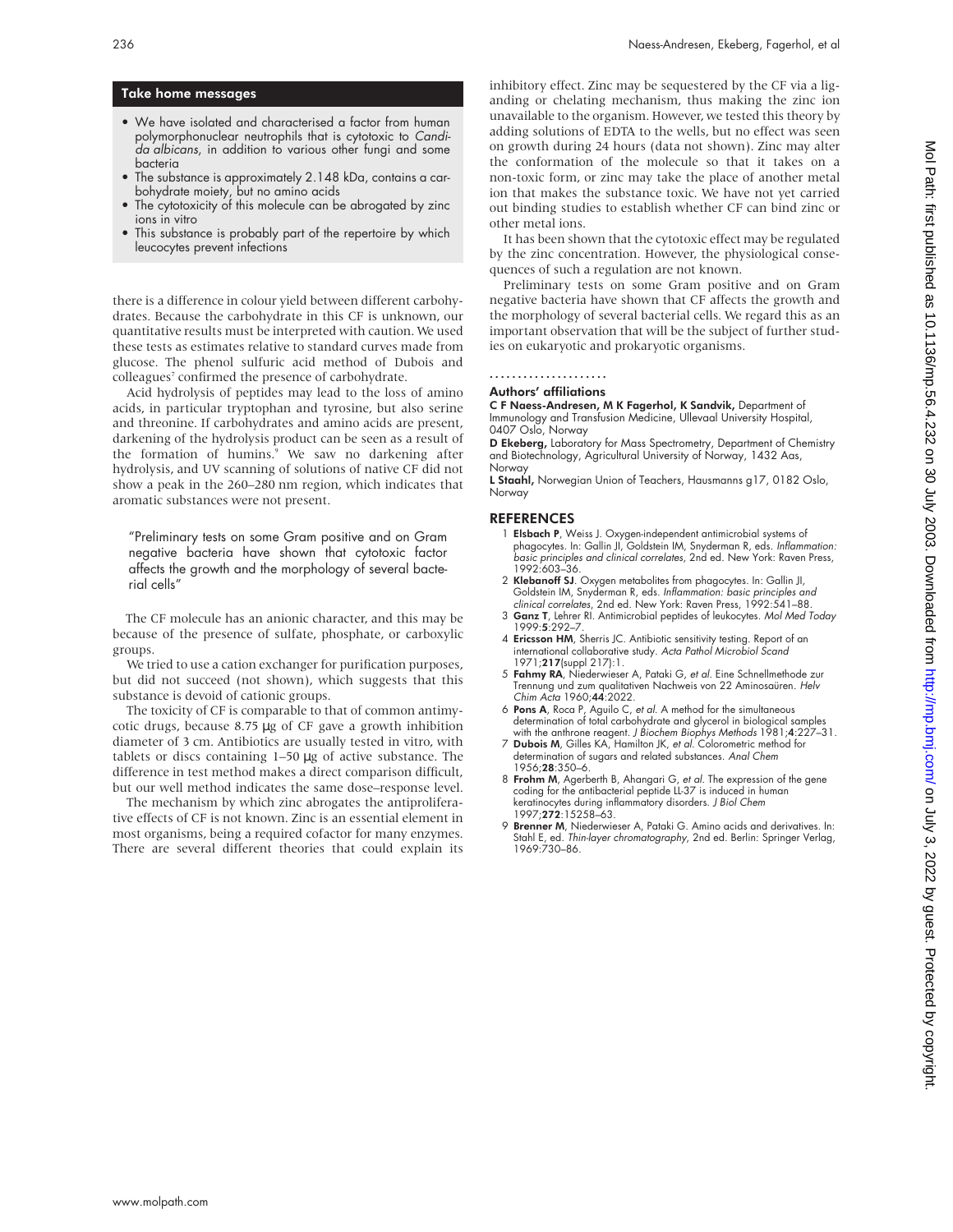## Take home messages

- We have isolated and characterised a factor from human polymorphonuclear neutrophils that is cytotoxic to *Candida albicans*, in addition to various other fungi and some bacteria
- The substance is approximately 2.148 kDa, contains a carbohydrate moiety, but no amino acids
- The cytotoxicity of this molecule can be abrogated by zinc ions in vitro
- This substance is probably part of the repertoire by which leucocytes prevent infections

there is a difference in colour yield between different carbohydrates. Because the carbohydrate in this CF is unknown, our quantitative results must be interpreted with caution. We used these tests as estimates relative to standard curves made from glucose. The phenol sulfuric acid method of Dubois and colleagues[7] confirmed the presence of carbohydrate.

Acid hydrolysis of peptides may lead to the loss of amino acids, in particular tryptophan and tyrosine, but also serine and threonine. If carbohydrates and amino acids are present, darkening of the hydrolysis product can be seen as a result of the formation of humins.[9] We saw no darkening after hydrolysis, and UV scanning of solutions of native CF did not show a peak in the 260–280 nm region, which indicates that aromatic substances were not present.

> "Preliminary tests on some Gram positive and on Gram negative bacteria have shown that cytotoxic factor affects the growth and the morphology of several bacterial cells"

The CF molecule has an anionic character, and this may be because of the presence of sulfate, phosphate, or carboxylic groups.

We tried to use a cation exchanger for purification purposes, but did not succeed (not shown), which suggests that this substance is devoid of cationic groups.

The toxicity of CF is comparable to that of common antimycotic drugs, because 8.75 µg of CF gave a growth inhibition diameter of 3 cm. Antibiotics are usually tested in vitro, with tablets or discs containing 1–50 µg of active substance. The difference in test method makes a direct comparison difficult, but our well method indicates the same dose–response level.

The mechanism by which zinc abrogates the antiproliferative effects of CF is not known. Zinc is an essential element in most organisms, being a required cofactor for many enzymes. There are several different theories that could explain its inhibitory effect. Zinc may be sequestered by the CF via a liganding or chelating mechanism, thus making the zinc ion unavailable to the organism. However, we tested this theory by adding solutions of EDTA to the wells, but no effect was seen on growth during 24 hours (data not shown). Zinc may alter the conformation of the molecule so that it takes on a non-toxic form, or zinc may take the place of another metal ion that makes the substance toxic. We have not yet carried out binding studies to establish whether CF can bind zinc or other metal ions.

It has been shown that the cytotoxic effect may be regulated by the zinc concentration. However, the physiological consequences of such a regulation are not known.

Preliminary tests on some Gram positive and on Gram negative bacteria have shown that CF affects the growth and the morphology of several bacterial cells. We regard this as an important observation that will be the subject of further studies on eukaryotic and prokaryotic organisms.

### Authors' affiliations

**C F Naess-Andresen, M K Fagerhol, K Sandvik,** Department of Immunology and Transfusion Medicine, Ullevaal University Hospital, 0407 Oslo, Norway

**D Ekeberg,** Laboratory for Mass Spectrometry, Department of Chemistry and Biotechnology, Agricultural University of Norway, 1432 Aas, Norway

**L Staahl,** Norwegian Union of Teachers, Hausmanns g17, 0182 Oslo, Norway

## REFERENCES

1. **Elsbach P**, Weiss J. Oxygen-independent antimicrobial systems of phagocytes. In: Gallin JI, Goldstein IM, Snyderman R, eds. *Inflammation: basic principles and clinical correlates*, 2nd ed. New York: Raven Press, 1992:603–36.
2. **Klebanoff SJ**. Oxygen metabolites from phagocytes. In: Gallin JI, Goldstein IM, Snyderman R, eds. *Inflammation: basic principles and clinical correlates*, 2nd ed. New York: Raven Press, 1992:541–88.
3. **Ganz T**, Lehrer RI. Antimicrobial peptides of leukocytes. *Mol Med Today* 1999;**5**:292–7.
4. **Ericsson HM**, Sherris JC. Antibiotic sensitivity testing. Report of an international collaborative study. *Acta Pathol Microbiol Scand* 1971;**217**(suppl 217):1.
5. **Fahmy RA**, Niederwieser A, Pataki G, *et al*. Eine Schnellmethode zur Trennung und zum qualitativen Nachweis von 22 Aminosaüren. *Helv Chim Acta* 1960;**44**:2022.
6. **Pons A**, Roca P, Aguilo C, *et al*. A method for the simultaneous determination of total carbohydrate and glycerol in biological samples with the anthrone reagent. *J Biochem Biophys Methods* 1981;**4**:227–31.
7. **Dubois M**, Gilles KA, Hamilton JK, *et al*. Colorometric method for determination of sugars and related substances. *Anal Chem* 1956;**28**:350–6.
8. **Frohm M**, Agerberth B, Ahangari G, *et al*. The expression of the gene coding for the antibacterial peptide LL-37 is induced in human keratinocytes during inflammatory disorders. *J Biol Chem* 1997;**272**:15258–63.
9. **Brenner M**, Niederwieser A, Pataki G. Amino acids and derivatives. In: Stahl E, ed. *Thin-layer chromatography*, 2nd ed. Berlin: Springer Verlag, 1969:730–86.